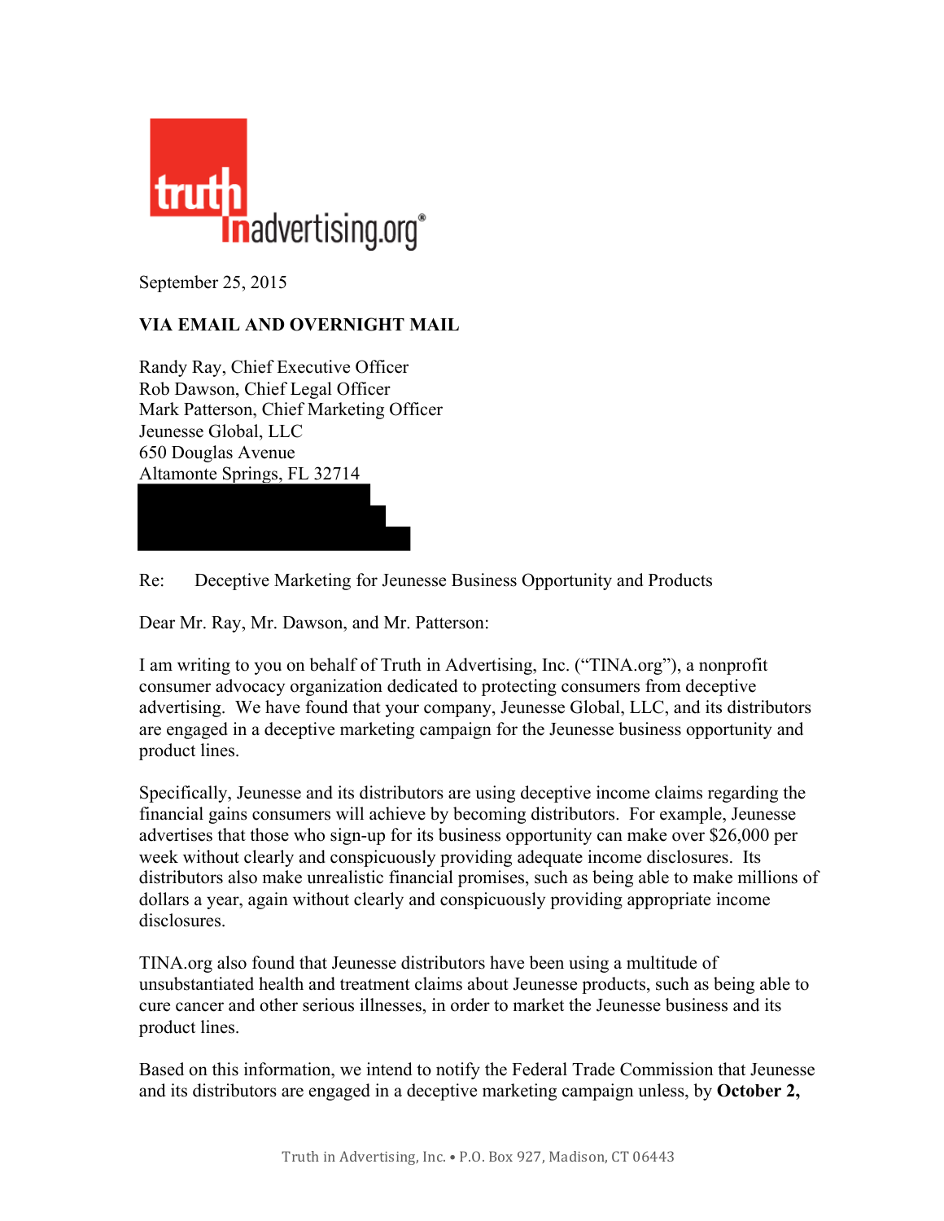truth in advertising.org®

September 25, 2015

**VIA EMAIL AND OVERNIGHT MAIL**

Randy Ray, Chief Executive Officer
Rob Dawson, Chief Legal Officer
Mark Patterson, Chief Marketing Officer
Jeunesse Global, LLC
650 Douglas Avenue
Altamonte Springs, FL 32714

Re: Deceptive Marketing for Jeunesse Business Opportunity and Products

Dear Mr. Ray, Mr. Dawson, and Mr. Patterson:

I am writing to you on behalf of Truth in Advertising, Inc. ("TINA.org"), a nonprofit consumer advocacy organization dedicated to protecting consumers from deceptive advertising. We have found that your company, Jeunesse Global, LLC, and its distributors are engaged in a deceptive marketing campaign for the Jeunesse business opportunity and product lines.

Specifically, Jeunesse and its distributors are using deceptive income claims regarding the financial gains consumers will achieve by becoming distributors. For example, Jeunesse advertises that those who sign-up for its business opportunity can make over $26,000 per week without clearly and conspicuously providing adequate income disclosures. Its distributors also make unrealistic financial promises, such as being able to make millions of dollars a year, again without clearly and conspicuously providing appropriate income disclosures.

TINA.org also found that Jeunesse distributors have been using a multitude of unsubstantiated health and treatment claims about Jeunesse products, such as being able to cure cancer and other serious illnesses, in order to market the Jeunesse business and its product lines.

Based on this information, we intend to notify the Federal Trade Commission that Jeunesse and its distributors are engaged in a deceptive marketing campaign unless, by **October 2,**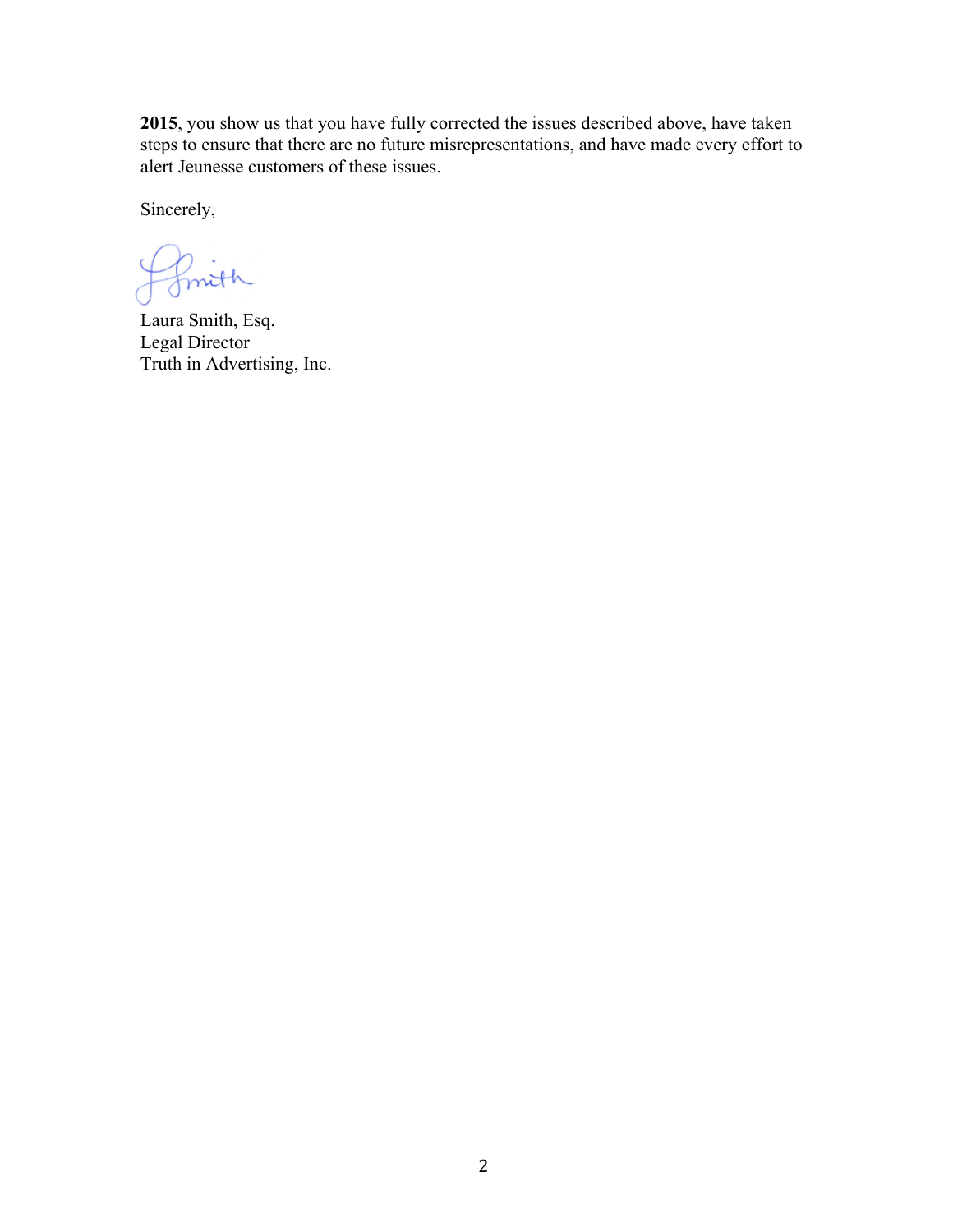**2015**, you show us that you have fully corrected the issues described above, have taken steps to ensure that there are no future misrepresentations, and have made every effort to alert Jeunesse customers of these issues.

Sincerely,

Laura Smith, Esq.
Legal Director
Truth in Advertising, Inc.